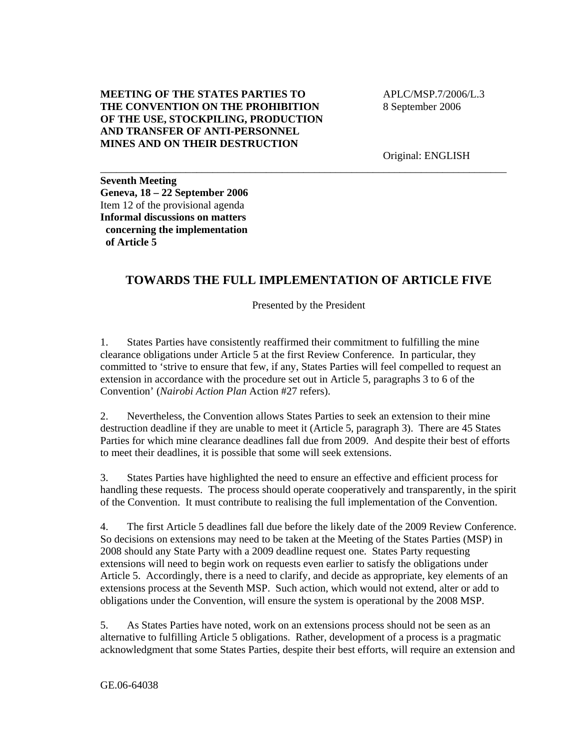**MEETING OF THE STATES PARTIES TO THE CONVENTION ON THE PROHIBITION OF THE USE, STOCKPILING, PRODUCTION AND TRANSFER OF ANTI-PERSONNEL MINES AND ON THEIR DESTRUCTION**

APLC/MSP.7/2006/L.3
8 September 2006

Original: ENGLISH

---

**Seventh Meeting**
**Geneva, 18 – 22 September 2006**
Item 12 of the provisional agenda
**Informal discussions on matters concerning the implementation of Article 5**

# TOWARDS THE FULL IMPLEMENTATION OF ARTICLE FIVE

Presented by the President

1. States Parties have consistently reaffirmed their commitment to fulfilling the mine clearance obligations under Article 5 at the first Review Conference. In particular, they committed to 'strive to ensure that few, if any, States Parties will feel compelled to request an extension in accordance with the procedure set out in Article 5, paragraphs 3 to 6 of the Convention' (*Nairobi Action Plan* Action #27 refers).

2. Nevertheless, the Convention allows States Parties to seek an extension to their mine destruction deadline if they are unable to meet it (Article 5, paragraph 3). There are 45 States Parties for which mine clearance deadlines fall due from 2009. And despite their best of efforts to meet their deadlines, it is possible that some will seek extensions.

3. States Parties have highlighted the need to ensure an effective and efficient process for handling these requests. The process should operate cooperatively and transparently, in the spirit of the Convention. It must contribute to realising the full implementation of the Convention.

4. The first Article 5 deadlines fall due before the likely date of the 2009 Review Conference. So decisions on extensions may need to be taken at the Meeting of the States Parties (MSP) in 2008 should any State Party with a 2009 deadline request one. States Party requesting extensions will need to begin work on requests even earlier to satisfy the obligations under Article 5. Accordingly, there is a need to clarify, and decide as appropriate, key elements of an extensions process at the Seventh MSP. Such action, which would not extend, alter or add to obligations under the Convention, will ensure the system is operational by the 2008 MSP.

5. As States Parties have noted, work on an extensions process should not be seen as an alternative to fulfilling Article 5 obligations. Rather, development of a process is a pragmatic acknowledgment that some States Parties, despite their best efforts, will require an extension and

GE.06-64038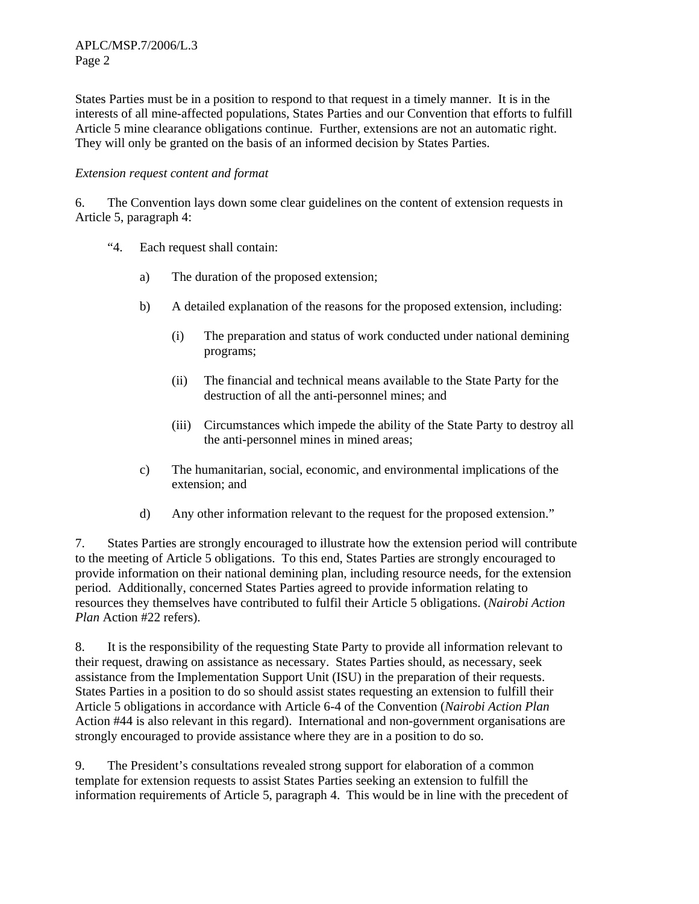States Parties must be in a position to respond to that request in a timely manner. It is in the interests of all mine-affected populations, States Parties and our Convention that efforts to fulfill Article 5 mine clearance obligations continue. Further, extensions are not an automatic right. They will only be granted on the basis of an informed decision by States Parties.

*Extension request content and format*

6. The Convention lays down some clear guidelines on the content of extension requests in Article 5, paragraph 4:

> "4. Each request shall contain:
>
> a) The duration of the proposed extension;
>
> b) A detailed explanation of the reasons for the proposed extension, including:
>
> (i) The preparation and status of work conducted under national demining programs;
>
> (ii) The financial and technical means available to the State Party for the destruction of all the anti-personnel mines; and
>
> (iii) Circumstances which impede the ability of the State Party to destroy all the anti-personnel mines in mined areas;
>
> c) The humanitarian, social, economic, and environmental implications of the extension; and
>
> d) Any other information relevant to the request for the proposed extension."

7. States Parties are strongly encouraged to illustrate how the extension period will contribute to the meeting of Article 5 obligations. To this end, States Parties are strongly encouraged to provide information on their national demining plan, including resource needs, for the extension period. Additionally, concerned States Parties agreed to provide information relating to resources they themselves have contributed to fulfil their Article 5 obligations. (*Nairobi Action Plan* Action #22 refers).

8. It is the responsibility of the requesting State Party to provide all information relevant to their request, drawing on assistance as necessary. States Parties should, as necessary, seek assistance from the Implementation Support Unit (ISU) in the preparation of their requests. States Parties in a position to do so should assist states requesting an extension to fulfill their Article 5 obligations in accordance with Article 6-4 of the Convention (*Nairobi Action Plan* Action #44 is also relevant in this regard). International and non-government organisations are strongly encouraged to provide assistance where they are in a position to do so.

9. The President's consultations revealed strong support for elaboration of a common template for extension requests to assist States Parties seeking an extension to fulfill the information requirements of Article 5, paragraph 4. This would be in line with the precedent of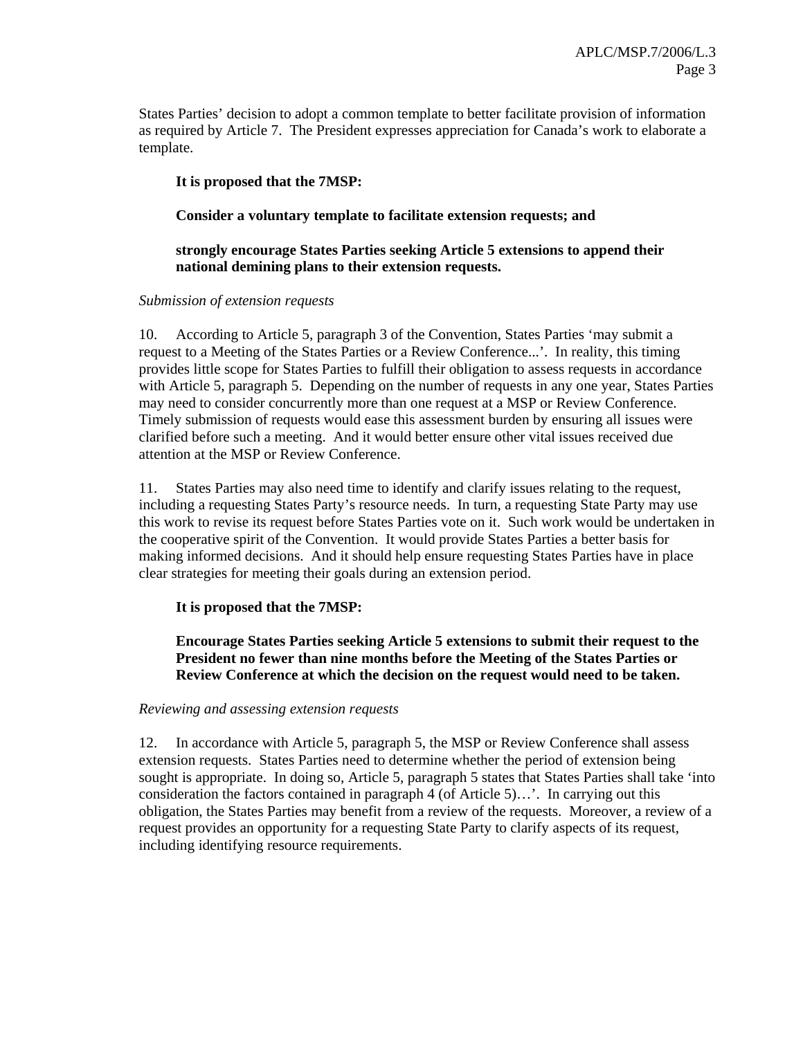States Parties' decision to adopt a common template to better facilitate provision of information as required by Article 7. The President expresses appreciation for Canada's work to elaborate a template.

**It is proposed that the 7MSP:**

**Consider a voluntary template to facilitate extension requests; and**

**strongly encourage States Parties seeking Article 5 extensions to append their national demining plans to their extension requests.**

*Submission of extension requests*

10. According to Article 5, paragraph 3 of the Convention, States Parties 'may submit a request to a Meeting of the States Parties or a Review Conference...'. In reality, this timing provides little scope for States Parties to fulfill their obligation to assess requests in accordance with Article 5, paragraph 5. Depending on the number of requests in any one year, States Parties may need to consider concurrently more than one request at a MSP or Review Conference. Timely submission of requests would ease this assessment burden by ensuring all issues were clarified before such a meeting. And it would better ensure other vital issues received due attention at the MSP or Review Conference.

11. States Parties may also need time to identify and clarify issues relating to the request, including a requesting States Party's resource needs. In turn, a requesting State Party may use this work to revise its request before States Parties vote on it. Such work would be undertaken in the cooperative spirit of the Convention. It would provide States Parties a better basis for making informed decisions. And it should help ensure requesting States Parties have in place clear strategies for meeting their goals during an extension period.

**It is proposed that the 7MSP:**

**Encourage States Parties seeking Article 5 extensions to submit their request to the President no fewer than nine months before the Meeting of the States Parties or Review Conference at which the decision on the request would need to be taken.**

*Reviewing and assessing extension requests*

12. In accordance with Article 5, paragraph 5, the MSP or Review Conference shall assess extension requests. States Parties need to determine whether the period of extension being sought is appropriate. In doing so, Article 5, paragraph 5 states that States Parties shall take 'into consideration the factors contained in paragraph 4 (of Article 5)…'. In carrying out this obligation, the States Parties may benefit from a review of the requests. Moreover, a review of a request provides an opportunity for a requesting State Party to clarify aspects of its request, including identifying resource requirements.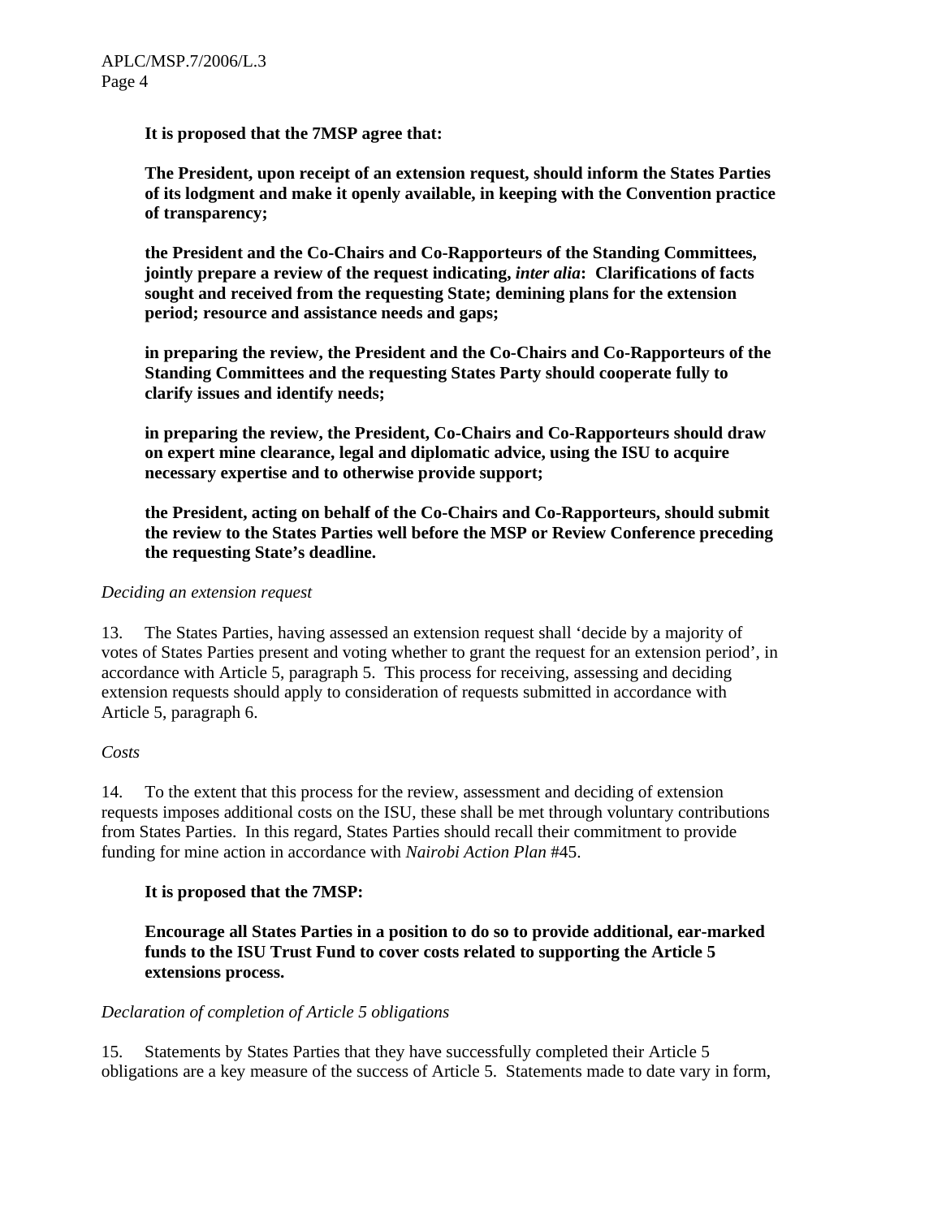**It is proposed that the 7MSP agree that:**

**The President, upon receipt of an extension request, should inform the States Parties of its lodgment and make it openly available, in keeping with the Convention practice of transparency;**

**the President and the Co-Chairs and Co-Rapporteurs of the Standing Committees, jointly prepare a review of the request indicating, *inter alia*: Clarifications of facts sought and received from the requesting State; demining plans for the extension period; resource and assistance needs and gaps;**

**in preparing the review, the President and the Co-Chairs and Co-Rapporteurs of the Standing Committees and the requesting States Party should cooperate fully to clarify issues and identify needs;**

**in preparing the review, the President, Co-Chairs and Co-Rapporteurs should draw on expert mine clearance, legal and diplomatic advice, using the ISU to acquire necessary expertise and to otherwise provide support;**

**the President, acting on behalf of the Co-Chairs and Co-Rapporteurs, should submit the review to the States Parties well before the MSP or Review Conference preceding the requesting State's deadline.**

*Deciding an extension request*

13. The States Parties, having assessed an extension request shall 'decide by a majority of votes of States Parties present and voting whether to grant the request for an extension period', in accordance with Article 5, paragraph 5. This process for receiving, assessing and deciding extension requests should apply to consideration of requests submitted in accordance with Article 5, paragraph 6.

*Costs*

14. To the extent that this process for the review, assessment and deciding of extension requests imposes additional costs on the ISU, these shall be met through voluntary contributions from States Parties. In this regard, States Parties should recall their commitment to provide funding for mine action in accordance with *Nairobi Action Plan* #45.

**It is proposed that the 7MSP:**

**Encourage all States Parties in a position to do so to provide additional, ear-marked funds to the ISU Trust Fund to cover costs related to supporting the Article 5 extensions process.**

*Declaration of completion of Article 5 obligations*

15. Statements by States Parties that they have successfully completed their Article 5 obligations are a key measure of the success of Article 5. Statements made to date vary in form,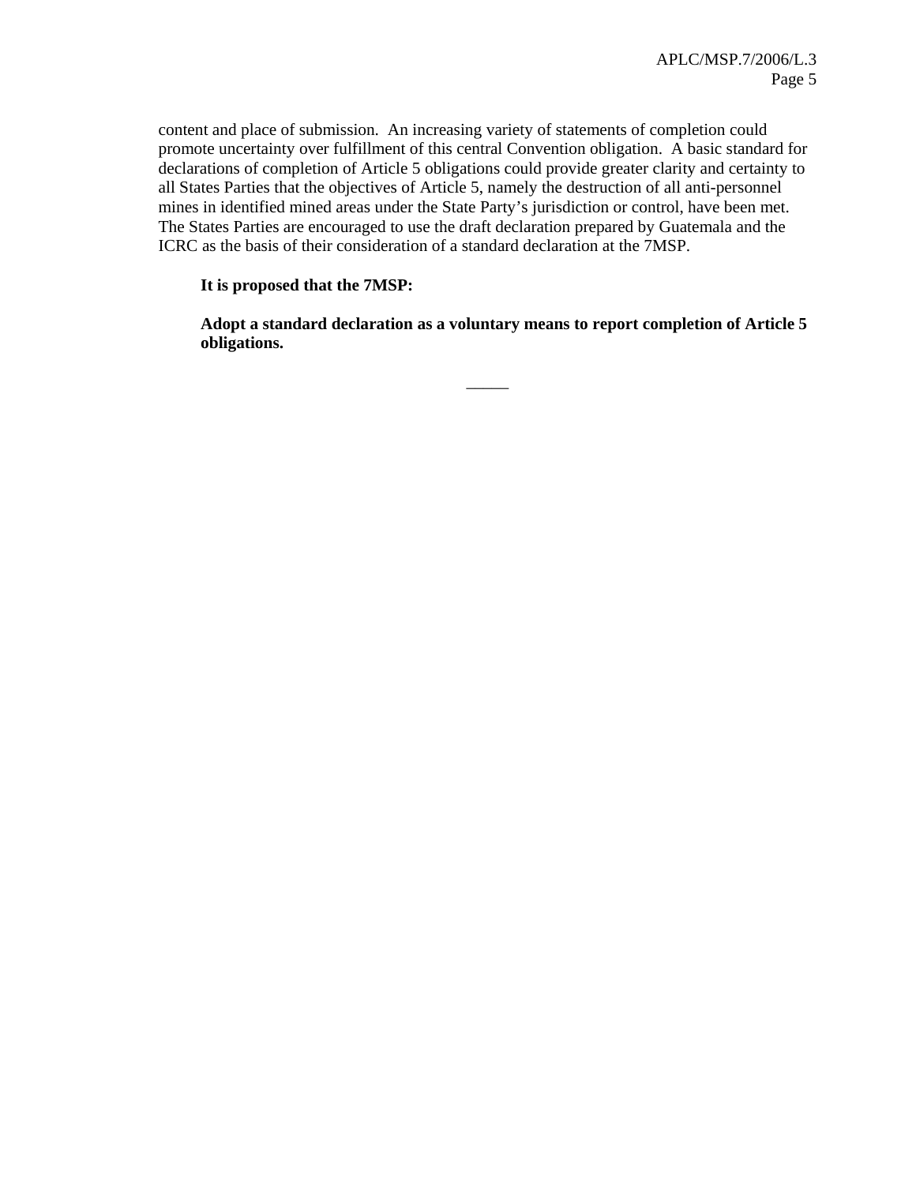content and place of submission. An increasing variety of statements of completion could promote uncertainty over fulfillment of this central Convention obligation. A basic standard for declarations of completion of Article 5 obligations could provide greater clarity and certainty to all States Parties that the objectives of Article 5, namely the destruction of all anti-personnel mines in identified mined areas under the State Party's jurisdiction or control, have been met. The States Parties are encouraged to use the draft declaration prepared by Guatemala and the ICRC as the basis of their consideration of a standard declaration at the 7MSP.

**It is proposed that the 7MSP:**

**Adopt a standard declaration as a voluntary means to report completion of Article 5 obligations.**

_____